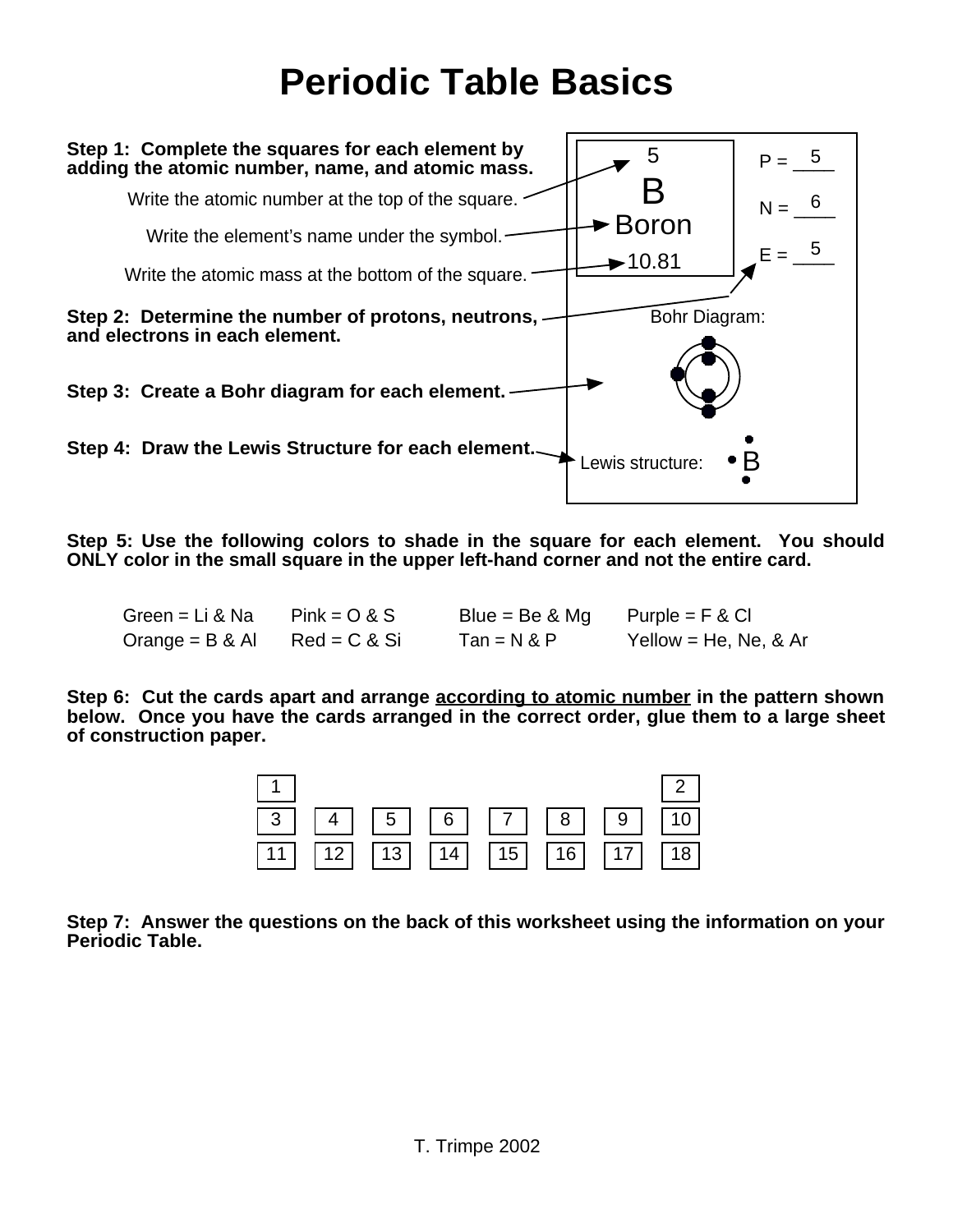# Periodic Table Basics

**Step 1: Complete the squares for each element by adding the atomic number, name, and atomic mass.**

- Write the atomic number at the top of the square.
- Write the element's name under the symbol.
- Write the atomic mass at the bottom of the square.

**Step 2: Determine the number of protons, neutrons, and electrons in each element.**

**Step 3: Create a Bohr diagram for each element.**

**Step 4: Draw the Lewis Structure for each element.**

5
B
Boron
10.81

P = 5
N = 6
E = 5

Bohr Diagram:

Lewis structure: B

**Step 5: Use the following colors to shade in the square for each element. You should ONLY color in the small square in the upper left-hand corner and not the entire card.**

| | | | |
|---|---|---|---|
| Green = Li & Na | Pink = O & S | Blue = Be & Mg | Purple = F & Cl |
| Orange = B & Al | Red = C & Si | Tan = N & P | Yellow = He, Ne, & Ar |

**Step 6: Cut the cards apart and arrange <u>according to atomic number</u> in the pattern shown below. Once you have the cards arranged in the correct order, glue them to a large sheet of construction paper.**

| | | | | | | | |
|---|---|---|---|---|---|---|---|
| 1 | | | | | | | 2 |
| 3 | 4 | 5 | 6 | 7 | 8 | 9 | 10 |
| 11 | 12 | 13 | 14 | 15 | 16 | 17 | 18 |

**Step 7: Answer the questions on the back of this worksheet using the information on your Periodic Table.**

T. Trimpe 2002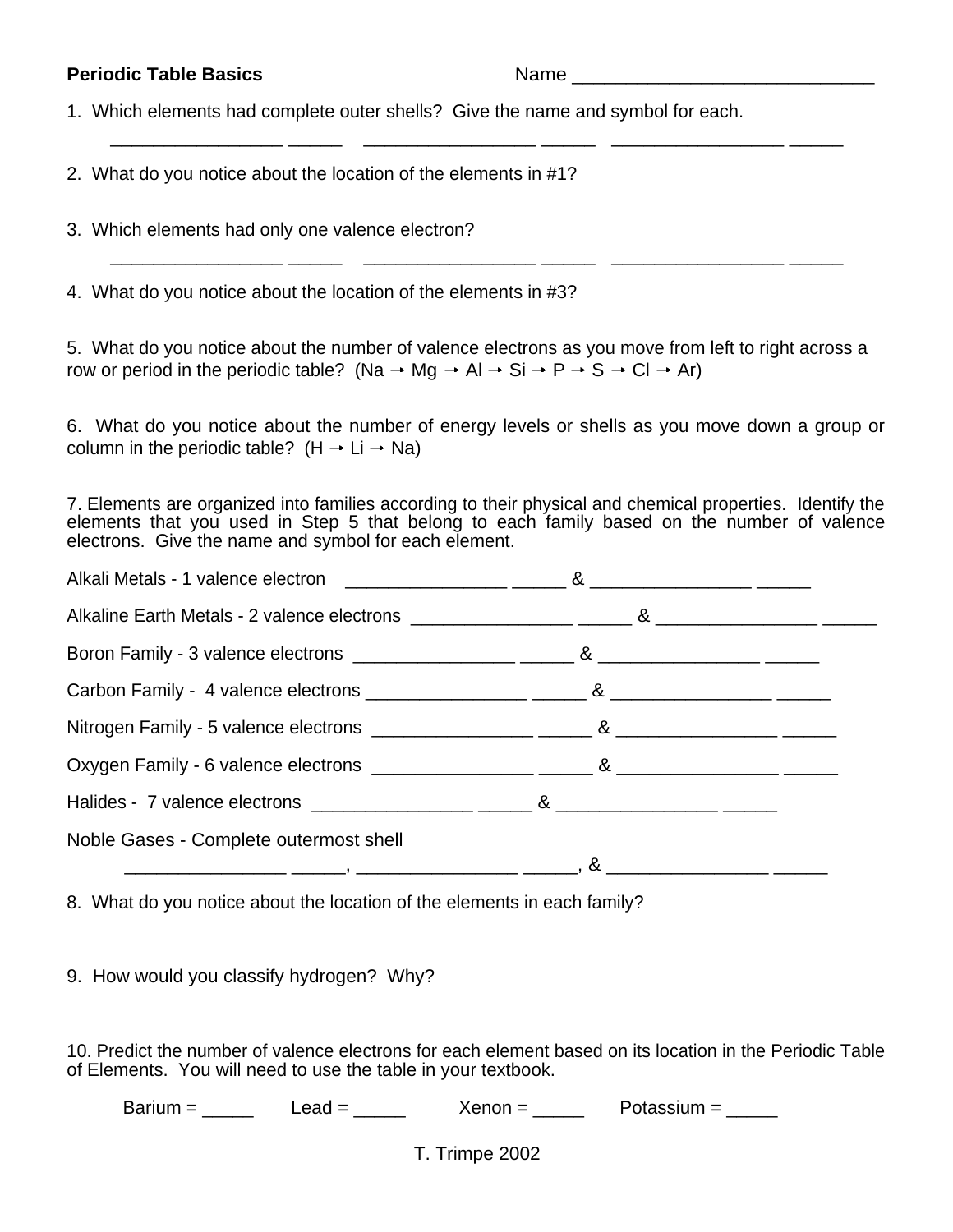**Periodic Table Basics** Name _____________________________

1. Which elements had complete outer shells? Give the name and symbol for each.

   _________________ _____ _________________ _____ _________________ _____

2. What do you notice about the location of the elements in #1?

3. Which elements had only one valence electron?

   _________________ _____ _________________ _____ _________________ _____

4. What do you notice about the location of the elements in #3?

5. What do you notice about the number of valence electrons as you move from left to right across a row or period in the periodic table? (Na → Mg → Al → Si → P → S → Cl → Ar)

6. What do you notice about the number of energy levels or shells as you move down a group or column in the periodic table? (H → Li → Na)

7. Elements are organized into families according to their physical and chemical properties. Identify the elements that you used in Step 5 that belong to each family based on the number of valence electrons. Give the name and symbol for each element.

Alkali Metals - 1 valence electron ________________ _____ & ________________ _____

Alkaline Earth Metals - 2 valence electrons ________________ _____ & ________________ _____

Boron Family - 3 valence electrons ________________ _____ & ________________ _____

Carbon Family - 4 valence electrons ________________ _____ & ________________ _____

Nitrogen Family - 5 valence electrons ________________ _____ & ________________ _____

Oxygen Family - 6 valence electrons ________________ _____ & ________________ _____

Halides - 7 valence electrons ________________ _____ & ________________ _____

Noble Gases - Complete outermost shell

   ________________ _____, ________________ _____, & ________________ _____

8. What do you notice about the location of the elements in each family?

9. How would you classify hydrogen? Why?

10. Predict the number of valence electrons for each element based on its location in the Periodic Table of Elements. You will need to use the table in your textbook.

   Barium = _____ Lead = _____ Xenon = _____ Potassium = _____

T. Trimpe 2002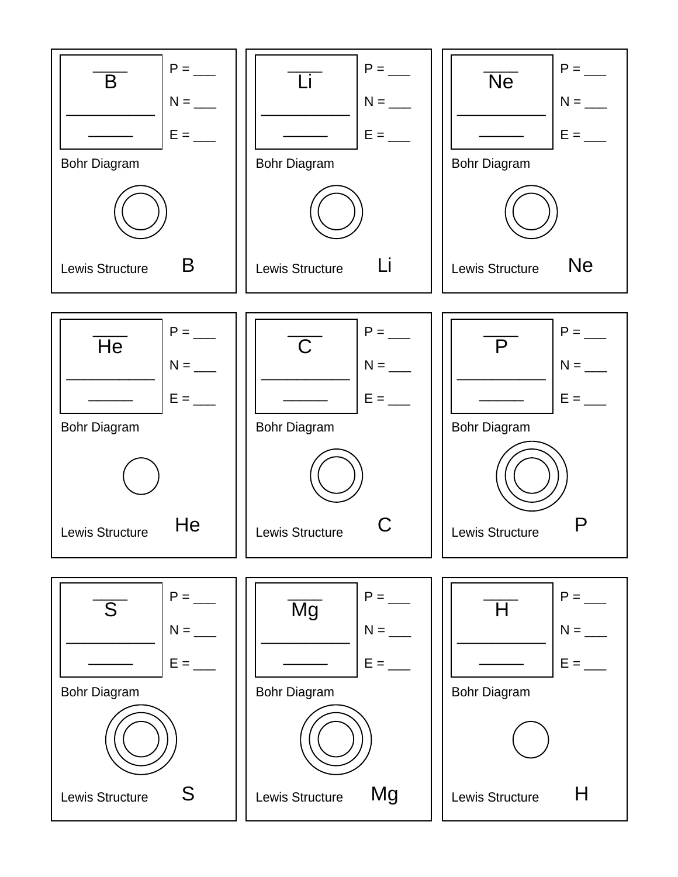____
B
__________
______

P = ___

N = ___

E = ___

Bohr Diagram

Lewis Structure B

____
Li
__________
______

P = ___

N = ___

E = ___

Bohr Diagram

Lewis Structure Li

____
Ne
__________
______

P = ___

N = ___

E = ___

Bohr Diagram

Lewis Structure Ne

____
He
__________
______

P = ___

N = ___

E = ___

Bohr Diagram

Lewis Structure He

____
C
__________
______

P = ___

N = ___

E = ___

Bohr Diagram

Lewis Structure C

____
P
__________
______

P = ___

N = ___

E = ___

Bohr Diagram

Lewis Structure P

____
S
__________
______

P = ___

N = ___

E = ___

Bohr Diagram

Lewis Structure S

____
Mg
__________
______

P = ___

N = ___

E = ___

Bohr Diagram

Lewis Structure Mg

____
H
__________
______

P = ___

N = ___

E = ___

Bohr Diagram

Lewis Structure H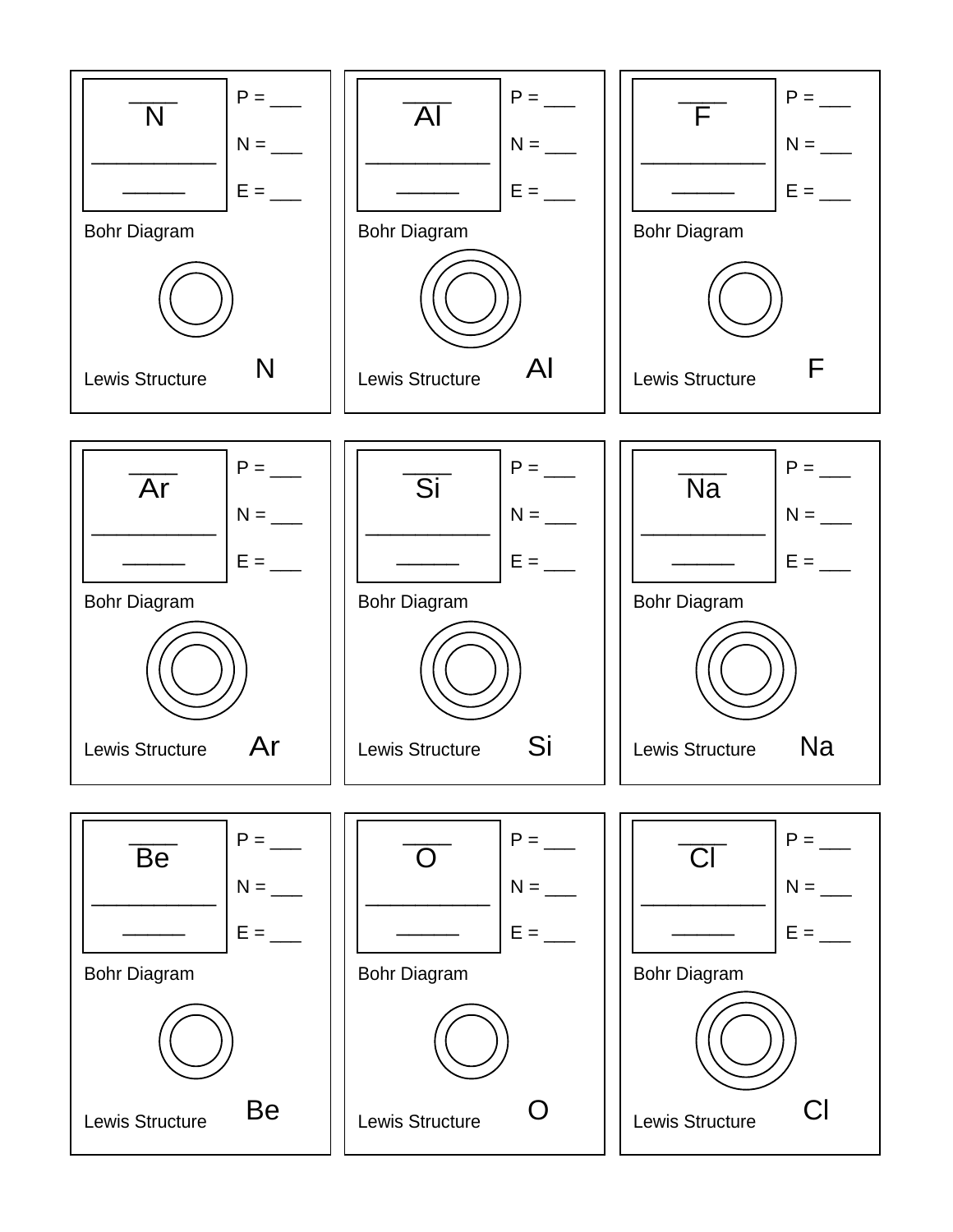___
N
__________
______

P = ___

N = ___

E = ___

Bohr Diagram

Lewis Structure N

___
Al
__________
______

P = ___

N = ___

E = ___

Bohr Diagram

Lewis Structure Al

___
F
__________
______

P = ___

N = ___

E = ___

Bohr Diagram

Lewis Structure F

___
Ar
__________
______

P = ___

N = ___

E = ___

Bohr Diagram

Lewis Structure Ar

___
Si
__________
______

P = ___

N = ___

E = ___

Bohr Diagram

Lewis Structure Si

___
Na
__________
______

P = ___

N = ___

E = ___

Bohr Diagram

Lewis Structure Na

___
Be
__________
______

P = ___

N = ___

E = ___

Bohr Diagram

Lewis Structure Be

___
O
__________
______

P = ___

N = ___

E = ___

Bohr Diagram

Lewis Structure O

___
Cl
__________
______

P = ___

N = ___

E = ___

Bohr Diagram

Lewis Structure Cl